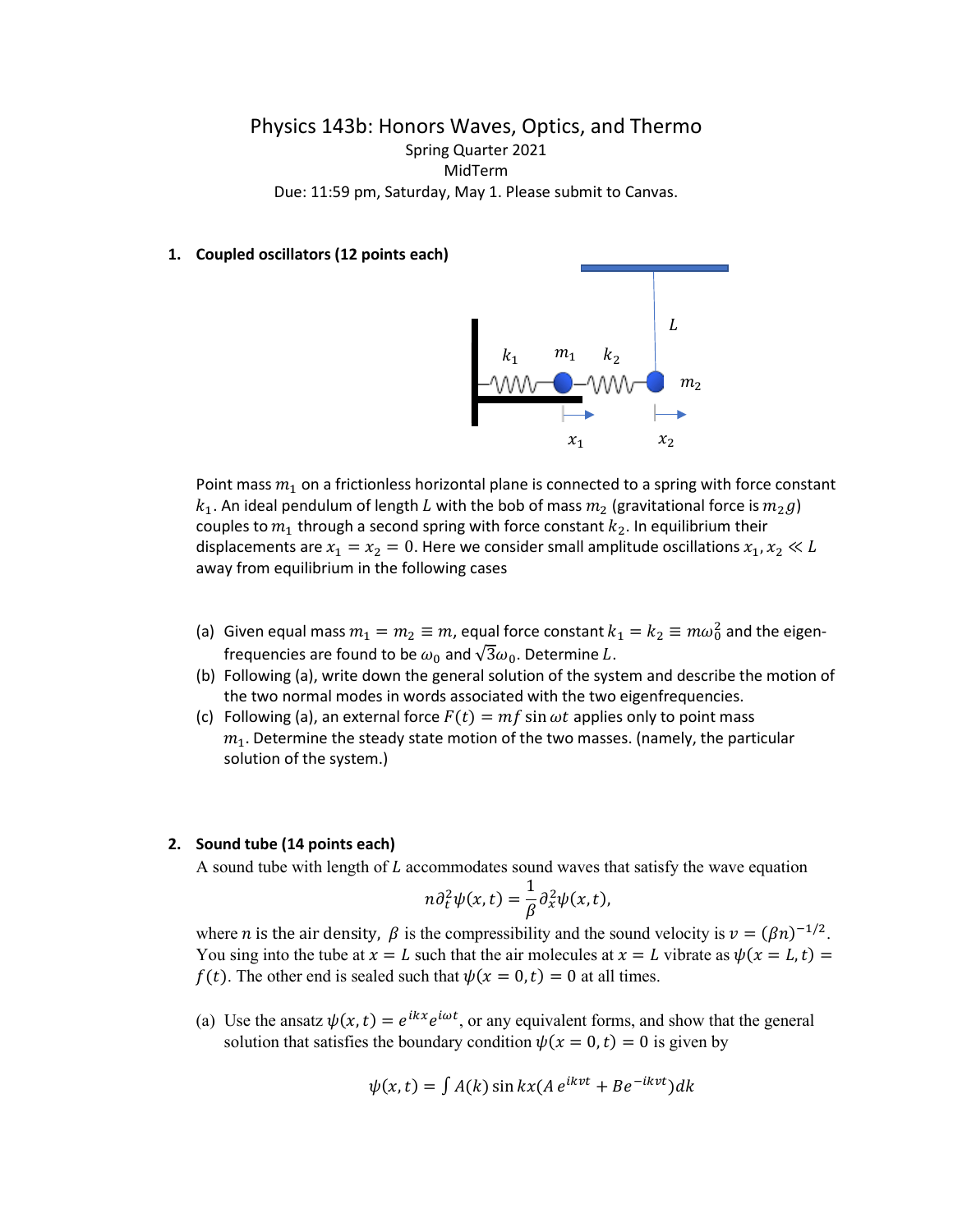# Physics 143b: Honors Waves, Optics, and Thermo

Spring Quarter 2021

MidTerm

Due: 11:59 pm, Saturday, May 1. Please submit to Canvas.

**1. Coupled oscillators (12 points each)**

Point mass $m_1$ on a frictionless horizontal plane is connected to a spring with force constant $k_1$. An ideal pendulum of length $L$ with the bob of mass $m_2$ (gravitational force is $m_2 g$) couples to $m_1$ through a second spring with force constant $k_2$. In equilibrium their displacements are $x_1 = x_2 = 0$. Here we consider small amplitude oscillations $x_1, x_2 \ll L$ away from equilibrium in the following cases

(a) Given equal mass $m_1 = m_2 \equiv m$, equal force constant $k_1 = k_2 \equiv m\omega_0^2$ and the eigen-frequencies are found to be $\omega_0$ and $\sqrt{3}\omega_0$. Determine $L$.

(b) Following (a), write down the general solution of the system and describe the motion of the two normal modes in words associated with the two eigenfrequencies.

(c) Following (a), an external force $F(t) = mf \sin \omega t$ applies only to point mass $m_1$. Determine the steady state motion of the two masses. (namely, the particular solution of the system.)

**2. Sound tube (14 points each)**

A sound tube with length of $L$ accommodates sound waves that satisfy the wave equation

$$n\partial_t^2 \psi(x,t) = \frac{1}{\beta}\partial_x^2 \psi(x,t),$$

where $n$ is the air density, $\beta$ is the compressibility and the sound velocity is $v = (\beta n)^{-1/2}$. You sing into the tube at $x = L$ such that the air molecules at $x = L$ vibrate as $\psi(x = L, t) = f(t)$. The other end is sealed such that $\psi(x = 0, t) = 0$ at all times.

(a) Use the ansatz $\psi(x,t) = e^{ikx}e^{i\omega t}$, or any equivalent forms, and show that the general solution that satisfies the boundary condition $\psi(x = 0, t) = 0$ is given by

$$\psi(x,t) = \int A(k) \sin kx (A\, e^{ikvt} + Be^{-ikvt}) dk$$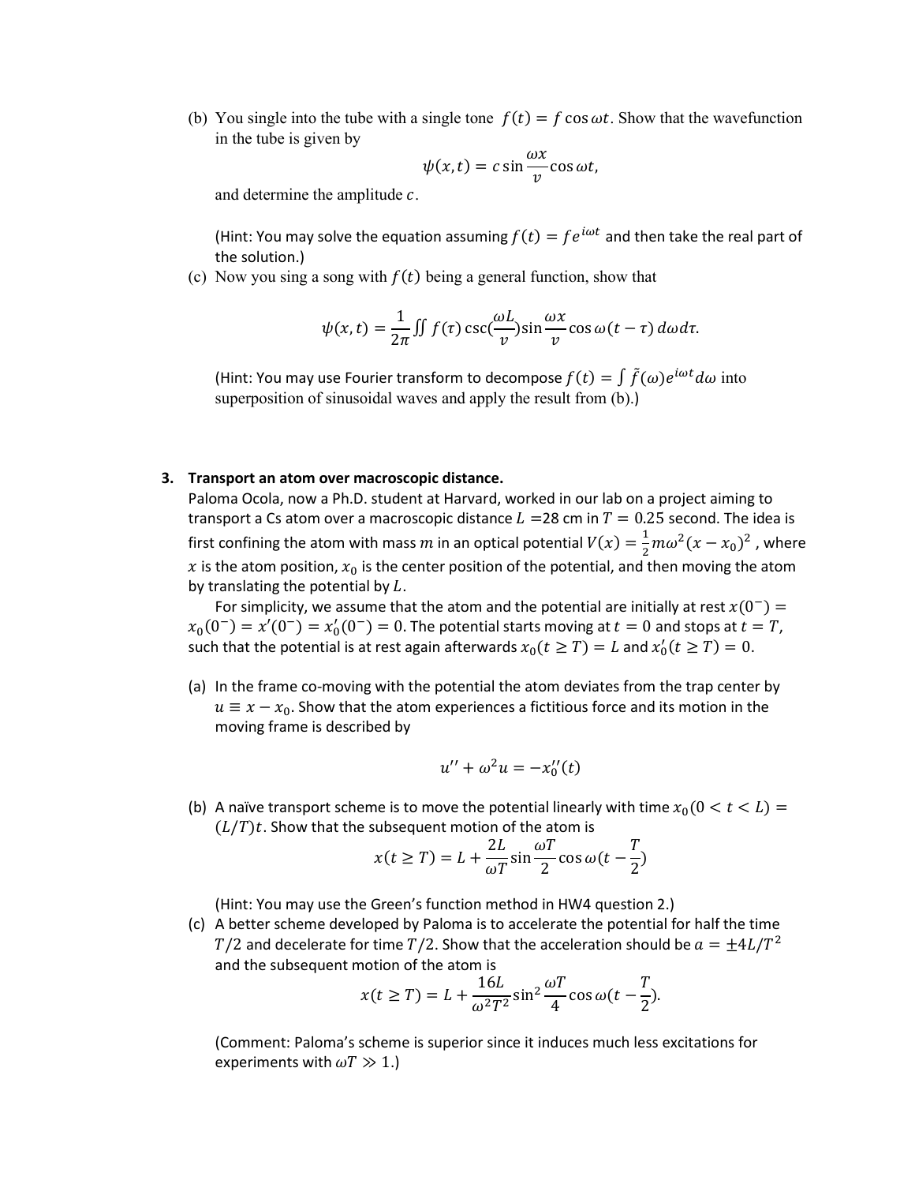(b) You single into the tube with a single tone $f(t) = f\cos\omega t$. Show that the wavefunction in the tube is given by

$$\psi(x,t) = c\sin\frac{\omega x}{v}\cos\omega t,$$

and determine the amplitude $c$.

(Hint: You may solve the equation assuming $f(t) = fe^{i\omega t}$ and then take the real part of the solution.)

(c) Now you sing a song with $f(t)$ being a general function, show that

$$\psi(x,t) = \frac{1}{2\pi}\iint f(\tau)\csc(\frac{\omega L}{v})\sin\frac{\omega x}{v}\cos\omega(t-\tau)\,d\omega d\tau.$$

(Hint: You may use Fourier transform to decompose $f(t) = \int \tilde{f}(\omega)e^{i\omega t}d\omega$ into superposition of sinusoidal waves and apply the result from (b).)

**3. Transport an atom over macroscopic distance.**

Paloma Ocola, now a Ph.D. student at Harvard, worked in our lab on a project aiming to transport a Cs atom over a macroscopic distance $L$ =28 cm in $T$ = 0.25 second. The idea is first confining the atom with mass $m$ in an optical potential $V(x) = \frac{1}{2}m\omega^2(x - x_0)^2$, where $x$ is the atom position, $x_0$ is the center position of the potential, and then moving the atom by translating the potential by $L$.

For simplicity, we assume that the atom and the potential are initially at rest $x(0^-) = x_0(0^-) = x'(0^-) = x_0'(0^-) = 0$. The potential starts moving at $t = 0$ and stops at $t = T$, such that the potential is at rest again afterwards $x_0(t \geq T) = L$ and $x_0'(t \geq T) = 0$.

(a) In the frame co-moving with the potential the atom deviates from the trap center by $u \equiv x - x_0$. Show that the atom experiences a fictitious force and its motion in the moving frame is described by

$$u'' + \omega^2 u = -x_0''(t)$$

(b) A naïve transport scheme is to move the potential linearly with time $x_0(0 < t < L) = (L/T)t$. Show that the subsequent motion of the atom is

$$x(t \geq T) = L + \frac{2L}{\omega T}\sin\frac{\omega T}{2}\cos\omega(t - \frac{T}{2})$$

(Hint: You may use the Green's function method in HW4 question 2.)

(c) A better scheme developed by Paloma is to accelerate the potential for half the time $T/2$ and decelerate for time $T/2$. Show that the acceleration should be $a = \pm 4L/T^2$ and the subsequent motion of the atom is

$$x(t \geq T) = L + \frac{16L}{\omega^2 T^2}\sin^2\frac{\omega T}{4}\cos\omega(t - \frac{T}{2}).$$

(Comment: Paloma's scheme is superior since it induces much less excitations for experiments with $\omega T \gg 1$.)